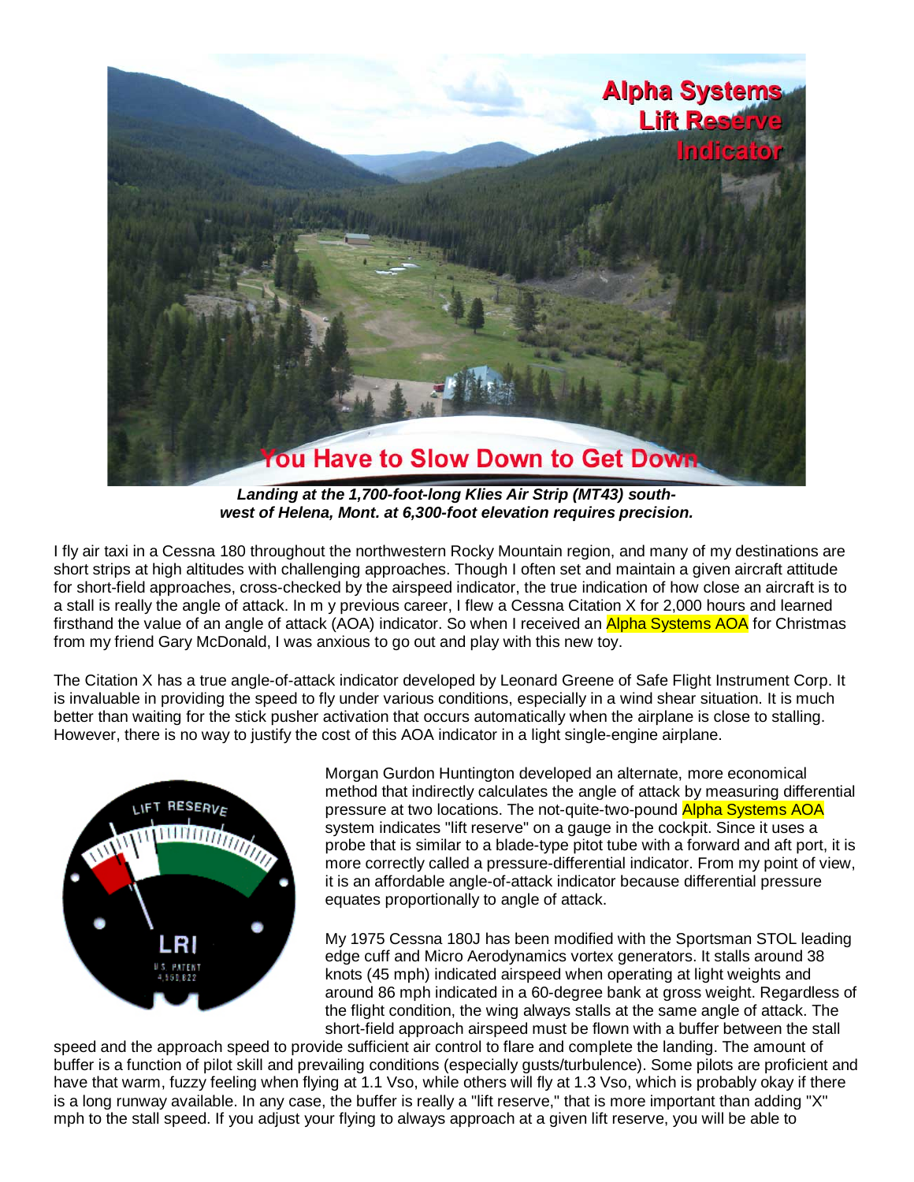**Landing at the 1,700-foot-long Klies Air Strip (MT43) south-west of Helena, Mont. at 6,300-foot elevation requires precision.**

I fly air taxi in a Cessna 180 throughout the northwestern Rocky Mountain region, and many of my destinations are short strips at high altitudes with challenging approaches. Though I often set and maintain a given aircraft attitude for short-field approaches, cross-checked by the airspeed indicator, the true indication of how close an aircraft is to a stall is really the angle of attack. In m y previous career, I flew a Cessna Citation X for 2,000 hours and learned firsthand the value of an angle of attack (AOA) indicator. So when I received an Alpha Systems AOA for Christmas from my friend Gary McDonald, I was anxious to go out and play with this new toy.

The Citation X has a true angle-of-attack indicator developed by Leonard Greene of Safe Flight Instrument Corp. It is invaluable in providing the speed to fly under various conditions, especially in a wind shear situation. It is much better than waiting for the stick pusher activation that occurs automatically when the airplane is close to stalling. However, there is no way to justify the cost of this AOA indicator in a light single-engine airplane.

Morgan Gurdon Huntington developed an alternate, more economical method that indirectly calculates the angle of attack by measuring differential pressure at two locations. The not-quite-two-pound Alpha Systems AOA system indicates "lift reserve" on a gauge in the cockpit. Since it uses a probe that is similar to a blade-type pitot tube with a forward and aft port, it is more correctly called a pressure-differential indicator. From my point of view, it is an affordable angle-of-attack indicator because differential pressure equates proportionally to angle of attack.

My 1975 Cessna 180J has been modified with the Sportsman STOL leading edge cuff and Micro Aerodynamics vortex generators. It stalls around 38 knots (45 mph) indicated airspeed when operating at light weights and around 86 mph indicated in a 60-degree bank at gross weight. Regardless of the flight condition, the wing always stalls at the same angle of attack. The short-field approach airspeed must be flown with a buffer between the stall speed and the approach speed to provide sufficient air control to flare and complete the landing. The amount of buffer is a function of pilot skill and prevailing conditions (especially gusts/turbulence). Some pilots are proficient and have that warm, fuzzy feeling when flying at 1.1 Vso, while others will fly at 1.3 Vso, which is probably okay if there is a long runway available. In any case, the buffer is really a "lift reserve," that is more important than adding "X" mph to the stall speed. If you adjust your flying to always approach at a given lift reserve, you will be able to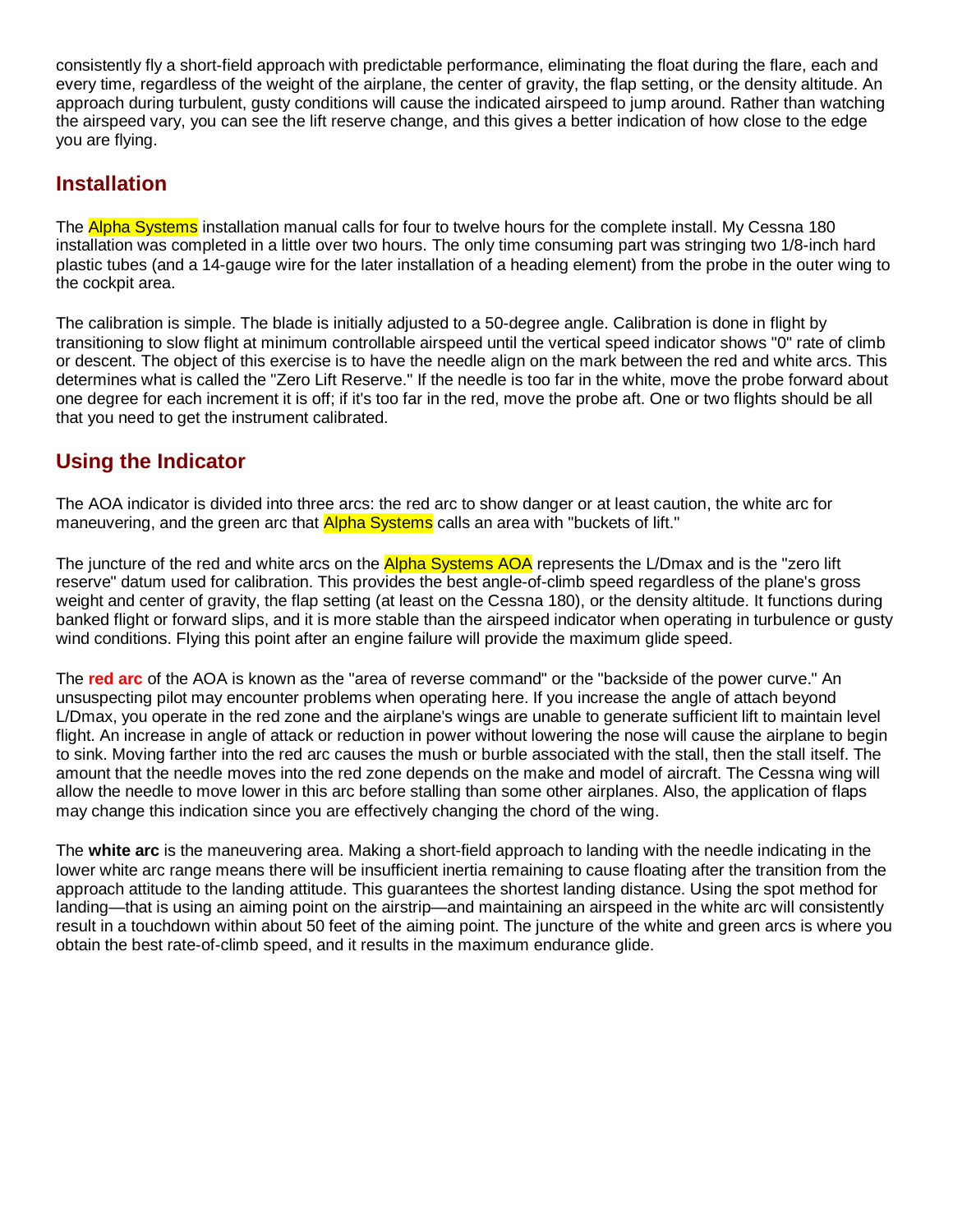consistently fly a short-field approach with predictable performance, eliminating the float during the flare, each and every time, regardless of the weight of the airplane, the center of gravity, the flap setting, or the density altitude. An approach during turbulent, gusty conditions will cause the indicated airspeed to jump around. Rather than watching the airspeed vary, you can see the lift reserve change, and this gives a better indication of how close to the edge you are flying.

## Installation

The Alpha Systems installation manual calls for four to twelve hours for the complete install. My Cessna 180 installation was completed in a little over two hours. The only time consuming part was stringing two 1/8-inch hard plastic tubes (and a 14-gauge wire for the later installation of a heading element) from the probe in the outer wing to the cockpit area.

The calibration is simple. The blade is initially adjusted to a 50-degree angle. Calibration is done in flight by transitioning to slow flight at minimum controllable airspeed until the vertical speed indicator shows "0" rate of climb or descent. The object of this exercise is to have the needle align on the mark between the red and white arcs. This determines what is called the "Zero Lift Reserve." If the needle is too far in the white, move the probe forward about one degree for each increment it is off; if it's too far in the red, move the probe aft. One or two flights should be all that you need to get the instrument calibrated.

## Using the Indicator

The AOA indicator is divided into three arcs: the red arc to show danger or at least caution, the white arc for maneuvering, and the green arc that Alpha Systems calls an area with "buckets of lift."

The juncture of the red and white arcs on the Alpha Systems AOA represents the L/Dmax and is the "zero lift reserve" datum used for calibration. This provides the best angle-of-climb speed regardless of the plane's gross weight and center of gravity, the flap setting (at least on the Cessna 180), or the density altitude. It functions during banked flight or forward slips, and it is more stable than the airspeed indicator when operating in turbulence or gusty wind conditions. Flying this point after an engine failure will provide the maximum glide speed.

The **red arc** of the AOA is known as the "area of reverse command" or the "backside of the power curve." An unsuspecting pilot may encounter problems when operating here. If you increase the angle of attach beyond L/Dmax, you operate in the red zone and the airplane's wings are unable to generate sufficient lift to maintain level flight. An increase in angle of attack or reduction in power without lowering the nose will cause the airplane to begin to sink. Moving farther into the red arc causes the mush or burble associated with the stall, then the stall itself. The amount that the needle moves into the red zone depends on the make and model of aircraft. The Cessna wing will allow the needle to move lower in this arc before stalling than some other airplanes. Also, the application of flaps may change this indication since you are effectively changing the chord of the wing.

The **white arc** is the maneuvering area. Making a short-field approach to landing with the needle indicating in the lower white arc range means there will be insufficient inertia remaining to cause floating after the transition from the approach attitude to the landing attitude. This guarantees the shortest landing distance. Using the spot method for landing—that is using an aiming point on the airstrip—and maintaining an airspeed in the white arc will consistently result in a touchdown within about 50 feet of the aiming point. The juncture of the white and green arcs is where you obtain the best rate-of-climb speed, and it results in the maximum endurance glide.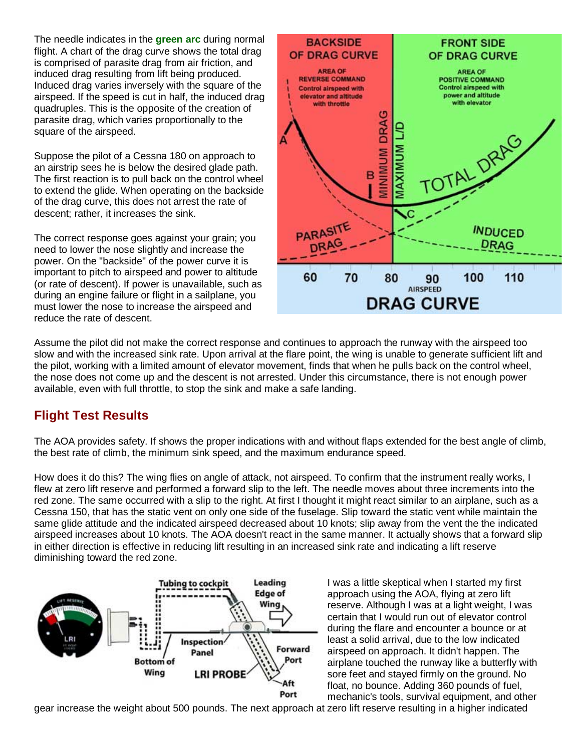The needle indicates in the **green arc** during normal flight. A chart of the drag curve shows the total drag is comprised of parasite drag from air friction, and induced drag resulting from lift being produced. Induced drag varies inversely with the square of the airspeed. If the speed is cut in half, the induced drag quadruples. This is the opposite of the creation of parasite drag, which varies proportionally to the square of the airspeed.

Suppose the pilot of a Cessna 180 on approach to an airstrip sees he is below the desired glade path. The first reaction is to pull back on the control wheel to extend the glide. When operating on the backside of the drag curve, this does not arrest the rate of descent; rather, it increases the sink.

The correct response goes against your grain; you need to lower the nose slightly and increase the power. On the "backside" of the power curve it is important to pitch to airspeed and power to altitude (or rate of descent). If power is unavailable, such as during an engine failure or flight in a sailplane, you must lower the nose to increase the airspeed and reduce the rate of descent.

Assume the pilot did not make the correct response and continues to approach the runway with the airspeed too slow and with the increased sink rate. Upon arrival at the flare point, the wing is unable to generate sufficient lift and the pilot, working with a limited amount of elevator movement, finds that when he pulls back on the control wheel, the nose does not come up and the descent is not arrested. Under this circumstance, there is not enough power available, even with full throttle, to stop the sink and make a safe landing.

## Flight Test Results

The AOA provides safety. If shows the proper indications with and without flaps extended for the best angle of climb, the best rate of climb, the minimum sink speed, and the maximum endurance speed.

How does it do this? The wing flies on angle of attack, not airspeed. To confirm that the instrument really works, I flew at zero lift reserve and performed a forward slip to the left. The needle moves about three increments into the red zone. The same occurred with a slip to the right. At first I thought it might react similar to an airplane, such as a Cessna 150, that has the static vent on only one side of the fuselage. Slip toward the static vent while maintain the same glide attitude and the indicated airspeed decreased about 10 knots; slip away from the vent the indicated airspeed increases about 10 knots. The AOA doesn't react in the same manner. It actually shows that a forward slip in either direction is effective in reducing lift resulting in an increased sink rate and indicating a lift reserve diminishing toward the red zone.

I was a little skeptical when I started my first approach using the AOA, flying at zero lift reserve. Although I was at a light weight, I was certain that I would run out of elevator control during the flare and encounter a bounce or at least a solid arrival, due to the low indicated airspeed on approach. It didn't happen. The airplane touched the runway like a butterfly with sore feet and stayed firmly on the ground. No float, no bounce. Adding 360 pounds of fuel, mechanic's tools, survival equipment, and other gear increase the weight about 500 pounds. The next approach at zero lift reserve resulting in a higher indicated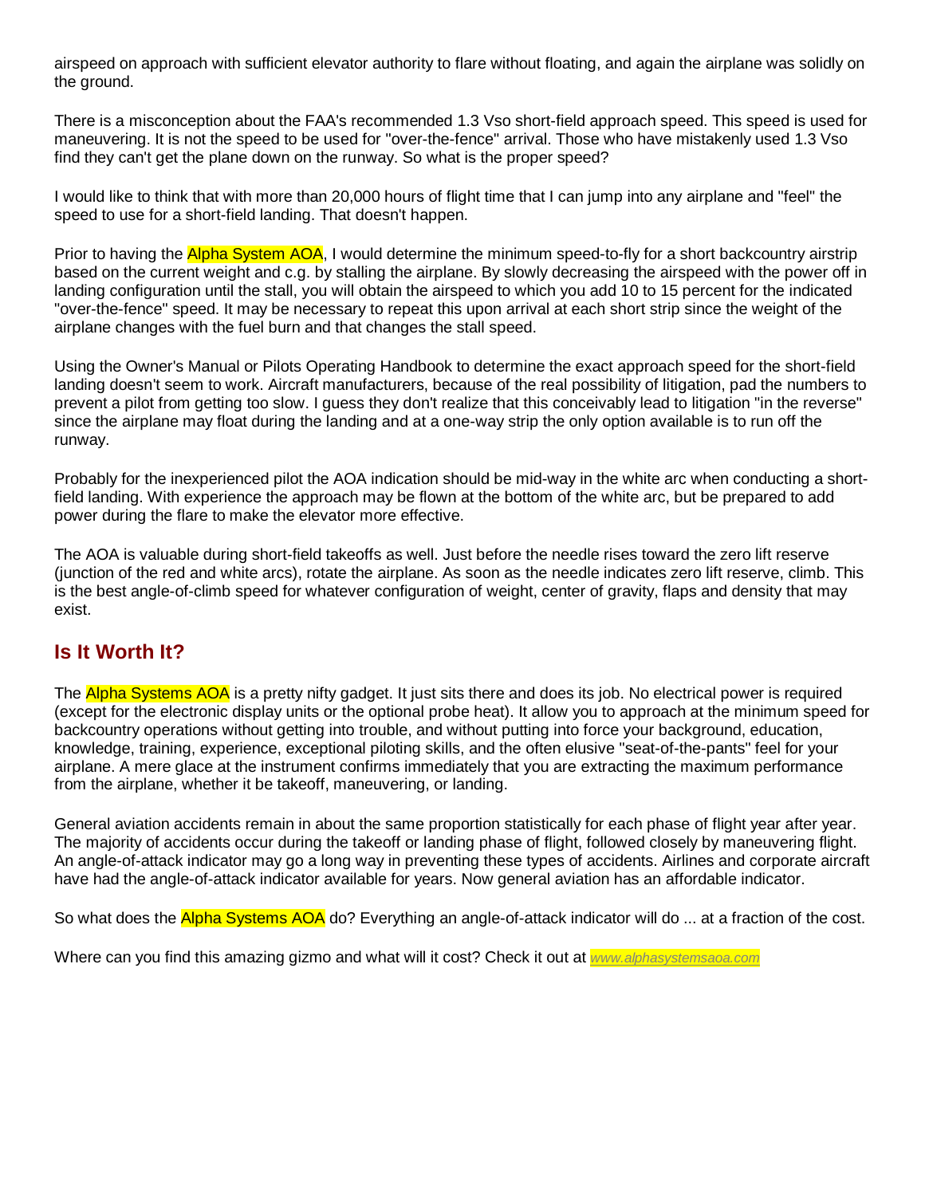airspeed on approach with sufficient elevator authority to flare without floating, and again the airplane was solidly on the ground.

There is a misconception about the FAA's recommended 1.3 Vso short-field approach speed. This speed is used for maneuvering. It is not the speed to be used for "over-the-fence" arrival. Those who have mistakenly used 1.3 Vso find they can't get the plane down on the runway. So what is the proper speed?

I would like to think that with more than 20,000 hours of flight time that I can jump into any airplane and "feel" the speed to use for a short-field landing. That doesn't happen.

Prior to having the Alpha System AOA, I would determine the minimum speed-to-fly for a short backcountry airstrip based on the current weight and c.g. by stalling the airplane. By slowly decreasing the airspeed with the power off in landing configuration until the stall, you will obtain the airspeed to which you add 10 to 15 percent for the indicated "over-the-fence" speed. It may be necessary to repeat this upon arrival at each short strip since the weight of the airplane changes with the fuel burn and that changes the stall speed.

Using the Owner's Manual or Pilots Operating Handbook to determine the exact approach speed for the short-field landing doesn't seem to work. Aircraft manufacturers, because of the real possibility of litigation, pad the numbers to prevent a pilot from getting too slow. I guess they don't realize that this conceivably lead to litigation "in the reverse" since the airplane may float during the landing and at a one-way strip the only option available is to run off the runway.

Probably for the inexperienced pilot the AOA indication should be mid-way in the white arc when conducting a short-field landing. With experience the approach may be flown at the bottom of the white arc, but be prepared to add power during the flare to make the elevator more effective.

The AOA is valuable during short-field takeoffs as well. Just before the needle rises toward the zero lift reserve (junction of the red and white arcs), rotate the airplane. As soon as the needle indicates zero lift reserve, climb. This is the best angle-of-climb speed for whatever configuration of weight, center of gravity, flaps and density that may exist.

## Is It Worth It?

The Alpha Systems AOA is a pretty nifty gadget. It just sits there and does its job. No electrical power is required (except for the electronic display units or the optional probe heat). It allow you to approach at the minimum speed for backcountry operations without getting into trouble, and without putting into force your background, education, knowledge, training, experience, exceptional piloting skills, and the often elusive "seat-of-the-pants" feel for your airplane. A mere glace at the instrument confirms immediately that you are extracting the maximum performance from the airplane, whether it be takeoff, maneuvering, or landing.

General aviation accidents remain in about the same proportion statistically for each phase of flight year after year. The majority of accidents occur during the takeoff or landing phase of flight, followed closely by maneuvering flight. An angle-of-attack indicator may go a long way in preventing these types of accidents. Airlines and corporate aircraft have had the angle-of-attack indicator available for years. Now general aviation has an affordable indicator.

So what does the Alpha Systems AOA do? Everything an angle-of-attack indicator will do ... at a fraction of the cost.

Where can you find this amazing gizmo and what will it cost? Check it out at *www.alphasystemsaoa.com*